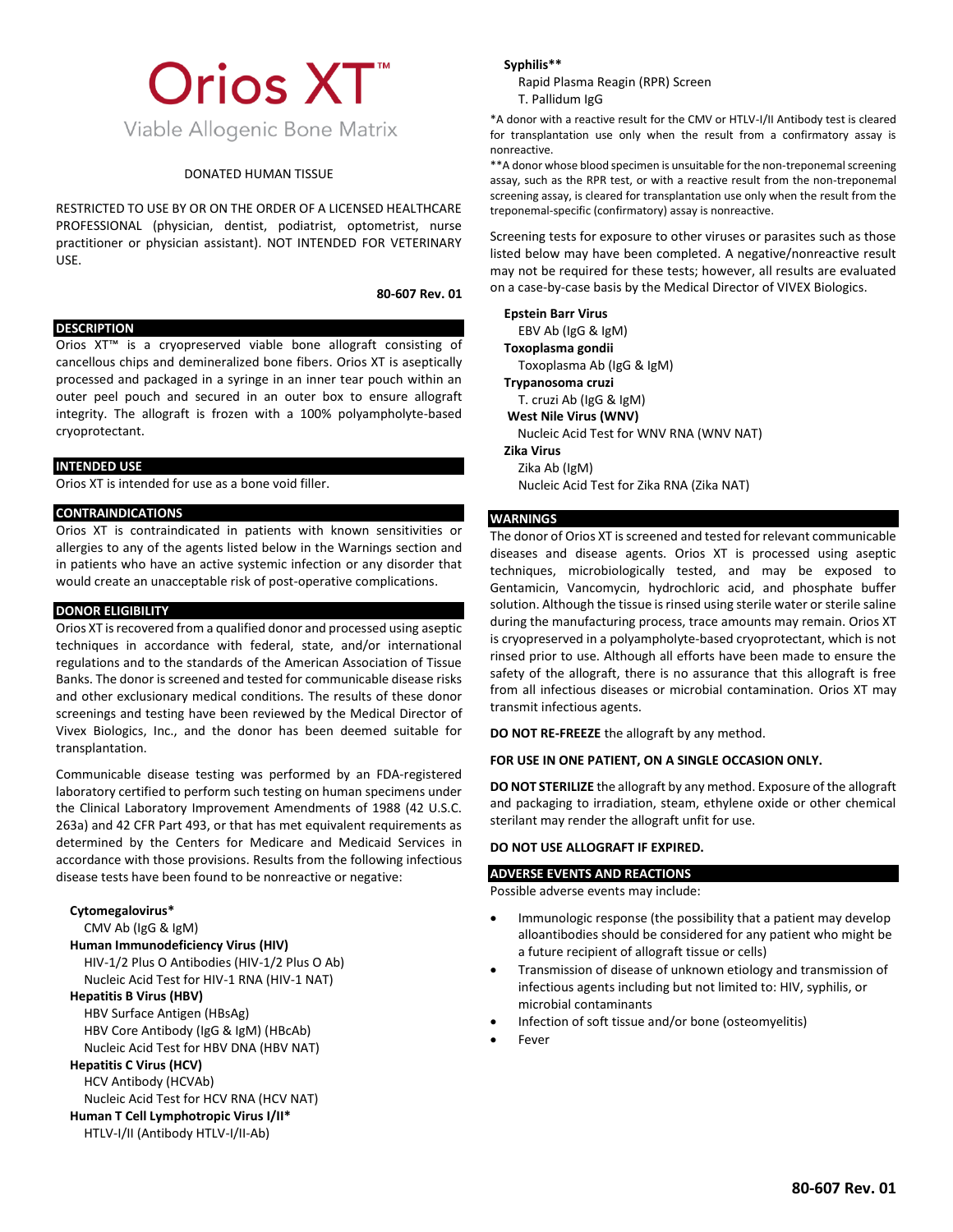# Orios XT™

Viable Allogenic Bone Matrix

DONATED HUMAN TISSUE

RESTRICTED TO USE BY OR ON THE ORDER OF A LICENSED HEALTHCARE PROFESSIONAL (physician, dentist, podiatrist, optometrist, nurse practitioner or physician assistant). NOT INTENDED FOR VETERINARY USE.

**80-607 Rev. 01**

## DESCRIPTION

Orios XT™ is a cryopreserved viable bone allograft consisting of cancellous chips and demineralized bone fibers. Orios XT is aseptically processed and packaged in a syringe in an inner tear pouch within an outer peel pouch and secured in an outer box to ensure allograft integrity. The allograft is frozen with a 100% polyampholyte-based cryoprotectant.

## INTENDED USE

Orios XT is intended for use as a bone void filler.

## CONTRAINDICATIONS

Orios XT is contraindicated in patients with known sensitivities or allergies to any of the agents listed below in the Warnings section and in patients who have an active systemic infection or any disorder that would create an unacceptable risk of post-operative complications.

## DONOR ELIGIBILITY

Orios XT is recovered from a qualified donor and processed using aseptic techniques in accordance with federal, state, and/or international regulations and to the standards of the American Association of Tissue Banks. The donor is screened and tested for communicable disease risks and other exclusionary medical conditions. The results of these donor screenings and testing have been reviewed by the Medical Director of Vivex Biologics, Inc., and the donor has been deemed suitable for transplantation.

Communicable disease testing was performed by an FDA-registered laboratory certified to perform such testing on human specimens under the Clinical Laboratory Improvement Amendments of 1988 (42 U.S.C. 263a) and 42 CFR Part 493, or that has met equivalent requirements as determined by the Centers for Medicare and Medicaid Services in accordance with those provisions. Results from the following infectious disease tests have been found to be nonreactive or negative:

**Cytomegalovirus***
- CMV Ab (IgG & IgM)

**Human Immunodeficiency Virus (HIV)**
- HIV-1/2 Plus O Antibodies (HIV-1/2 Plus O Ab)
- Nucleic Acid Test for HIV-1 RNA (HIV-1 NAT)

**Hepatitis B Virus (HBV)**
- HBV Surface Antigen (HBsAg)
- HBV Core Antibody (IgG & IgM) (HBcAb)
- Nucleic Acid Test for HBV DNA (HBV NAT)

**Hepatitis C Virus (HCV)**
- HCV Antibody (HCVAb)
- Nucleic Acid Test for HCV RNA (HCV NAT)

**Human T Cell Lymphotropic Virus I/II***
- HTLV-I/II (Antibody HTLV-I/II-Ab)

**Syphilis****
- Rapid Plasma Reagin (RPR) Screen
- T. Pallidum IgG

*A donor with a reactive result for the CMV or HTLV-I/II Antibody test is cleared for transplantation use only when the result from a confirmatory assay is nonreactive.

**A donor whose blood specimen is unsuitable for the non-treponemal screening assay, such as the RPR test, or with a reactive result from the non-treponemal screening assay, is cleared for transplantation use only when the result from the treponemal-specific (confirmatory) assay is nonreactive.

Screening tests for exposure to other viruses or parasites such as those listed below may have been completed. A negative/nonreactive result may not be required for these tests; however, all results are evaluated on a case-by-case basis by the Medical Director of VIVEX Biologics.

**Epstein Barr Virus**
- EBV Ab (IgG & IgM)

**Toxoplasma gondii**
- Toxoplasma Ab (IgG & IgM)

**Trypanosoma cruzi**
- T. cruzi Ab (IgG & IgM)

**West Nile Virus (WNV)**
- Nucleic Acid Test for WNV RNA (WNV NAT)

**Zika Virus**
- Zika Ab (IgM)
- Nucleic Acid Test for Zika RNA (Zika NAT)

## WARNINGS

The donor of Orios XT is screened and tested for relevant communicable diseases and disease agents. Orios XT is processed using aseptic techniques, microbiologically tested, and may be exposed to Gentamicin, Vancomycin, hydrochloric acid, and phosphate buffer solution. Although the tissue is rinsed using sterile water or sterile saline during the manufacturing process, trace amounts may remain. Orios XT is cryopreserved in a polyampholyte-based cryoprotectant, which is not rinsed prior to use. Although all efforts have been made to ensure the safety of the allograft, there is no assurance that this allograft is free from all infectious diseases or microbial contamination. Orios XT may transmit infectious agents.

**DO NOT RE-FREEZE** the allograft by any method.

**FOR USE IN ONE PATIENT, ON A SINGLE OCCASION ONLY.**

**DO NOT STERILIZE** the allograft by any method. Exposure of the allograft and packaging to irradiation, steam, ethylene oxide or other chemical sterilant may render the allograft unfit for use.

**DO NOT USE ALLOGRAFT IF EXPIRED.**

## ADVERSE EVENTS AND REACTIONS

Possible adverse events may include:

- Immunologic response (the possibility that a patient may develop alloantibodies should be considered for any patient who might be a future recipient of allograft tissue or cells)
- Transmission of disease of unknown etiology and transmission of infectious agents including but not limited to: HIV, syphilis, or microbial contaminants
- Infection of soft tissue and/or bone (osteomyelitis)
- Fever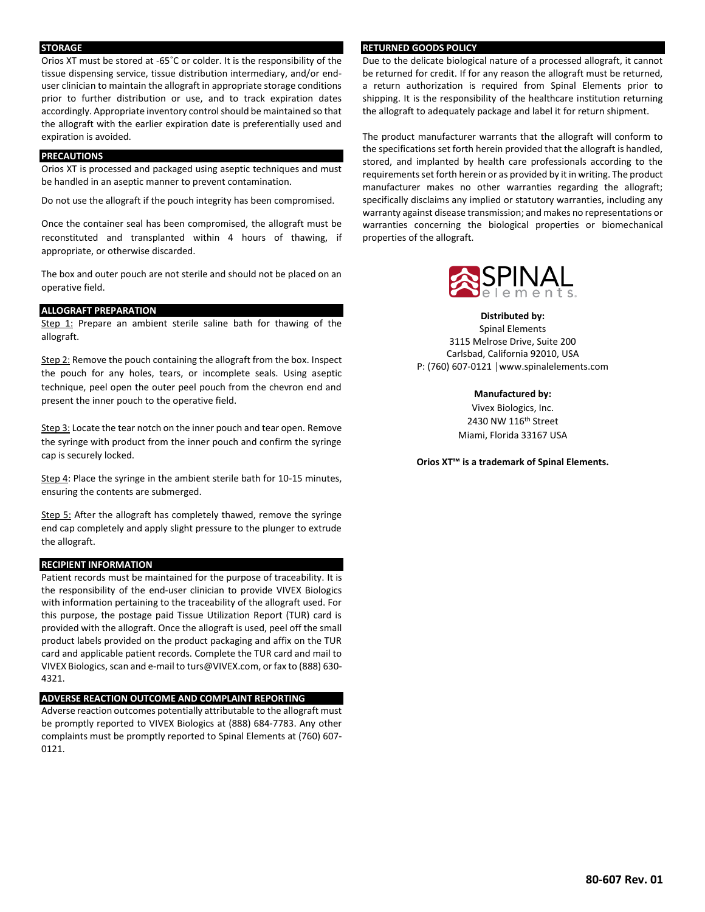## STORAGE

Orios XT must be stored at -65˚C or colder. It is the responsibility of the tissue dispensing service, tissue distribution intermediary, and/or end-user clinician to maintain the allograft in appropriate storage conditions prior to further distribution or use, and to track expiration dates accordingly. Appropriate inventory control should be maintained so that the allograft with the earlier expiration date is preferentially used and expiration is avoided.

## PRECAUTIONS

Orios XT is processed and packaged using aseptic techniques and must be handled in an aseptic manner to prevent contamination.

Do not use the allograft if the pouch integrity has been compromised.

Once the container seal has been compromised, the allograft must be reconstituted and transplanted within 4 hours of thawing, if appropriate, or otherwise discarded.

The box and outer pouch are not sterile and should not be placed on an operative field.

## ALLOGRAFT PREPARATION

Step 1: Prepare an ambient sterile saline bath for thawing of the allograft.

Step 2: Remove the pouch containing the allograft from the box. Inspect the pouch for any holes, tears, or incomplete seals. Using aseptic technique, peel open the outer peel pouch from the chevron end and present the inner pouch to the operative field.

Step 3: Locate the tear notch on the inner pouch and tear open. Remove the syringe with product from the inner pouch and confirm the syringe cap is securely locked.

Step 4: Place the syringe in the ambient sterile bath for 10-15 minutes, ensuring the contents are submerged.

Step 5: After the allograft has completely thawed, remove the syringe end cap completely and apply slight pressure to the plunger to extrude the allograft.

## RECIPIENT INFORMATION

Patient records must be maintained for the purpose of traceability. It is the responsibility of the end-user clinician to provide VIVEX Biologics with information pertaining to the traceability of the allograft used. For this purpose, the postage paid Tissue Utilization Report (TUR) card is provided with the allograft. Once the allograft is used, peel off the small product labels provided on the product packaging and affix on the TUR card and applicable patient records. Complete the TUR card and mail to VIVEX Biologics, scan and e-mail to turs@VIVEX.com, or fax to (888) 630-4321.

## ADVERSE REACTION OUTCOME AND COMPLAINT REPORTING

Adverse reaction outcomes potentially attributable to the allograft must be promptly reported to VIVEX Biologics at (888) 684-7783. Any other complaints must be promptly reported to Spinal Elements at (760) 607-0121.

## RETURNED GOODS POLICY

Due to the delicate biological nature of a processed allograft, it cannot be returned for credit. If for any reason the allograft must be returned, a return authorization is required from Spinal Elements prior to shipping. It is the responsibility of the healthcare institution returning the allograft to adequately package and label it for return shipment.

The product manufacturer warrants that the allograft will conform to the specifications set forth herein provided that the allograft is handled, stored, and implanted by health care professionals according to the requirements set forth herein or as provided by it in writing. The product manufacturer makes no other warranties regarding the allograft; specifically disclaims any implied or statutory warranties, including any warranty against disease transmission; and makes no representations or warranties concerning the biological properties or biomechanical properties of the allograft.

SPINAL elements.

**Distributed by:**
Spinal Elements
3115 Melrose Drive, Suite 200
Carlsbad, California 92010, USA
P: (760) 607-0121 | www.spinalelements.com

**Manufactured by:**
Vivex Biologics, Inc.
2430 NW 116th Street
Miami, Florida 33167 USA

**Orios XT™ is a trademark of Spinal Elements.**

**80-607 Rev. 01**